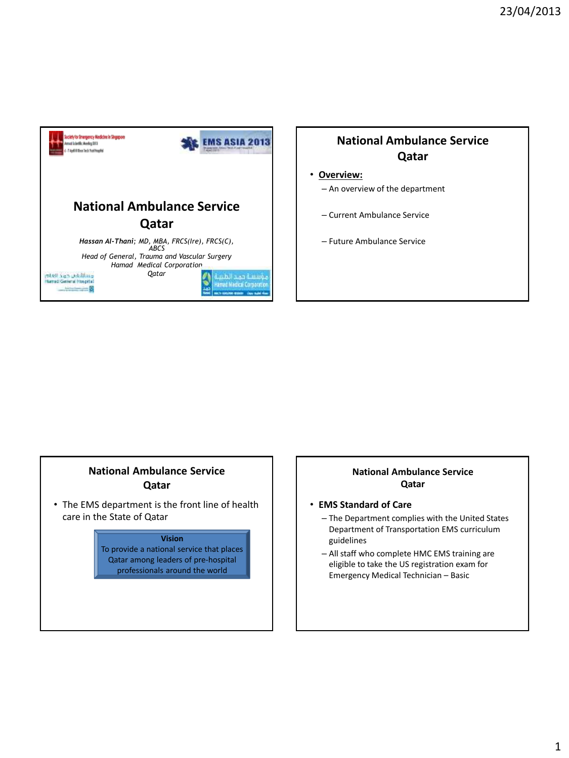# National Ambulance Service Qatar

*Hassan Al-Thani; MD, MBA, FRCS(Ire), FRCS(C), ABCS*
*Head of General, Trauma and Vascular Surgery*
*Hamad Medical Corporation*
*Qatar*

## National Ambulance Service Qatar

- **Overview:**
  - An overview of the department
  - Current Ambulance Service
  - Future Ambulance Service

## National Ambulance Service Qatar

- The EMS department is the front line of health care in the State of Qatar

**Vision**
To provide a national service that places Qatar among leaders of pre-hospital professionals around the world

## National Ambulance Service Qatar

- **EMS Standard of Care**
  - The Department complies with the United States Department of Transportation EMS curriculum guidelines
  - All staff who complete HMC EMS training are eligible to take the US registration exam for Emergency Medical Technician – Basic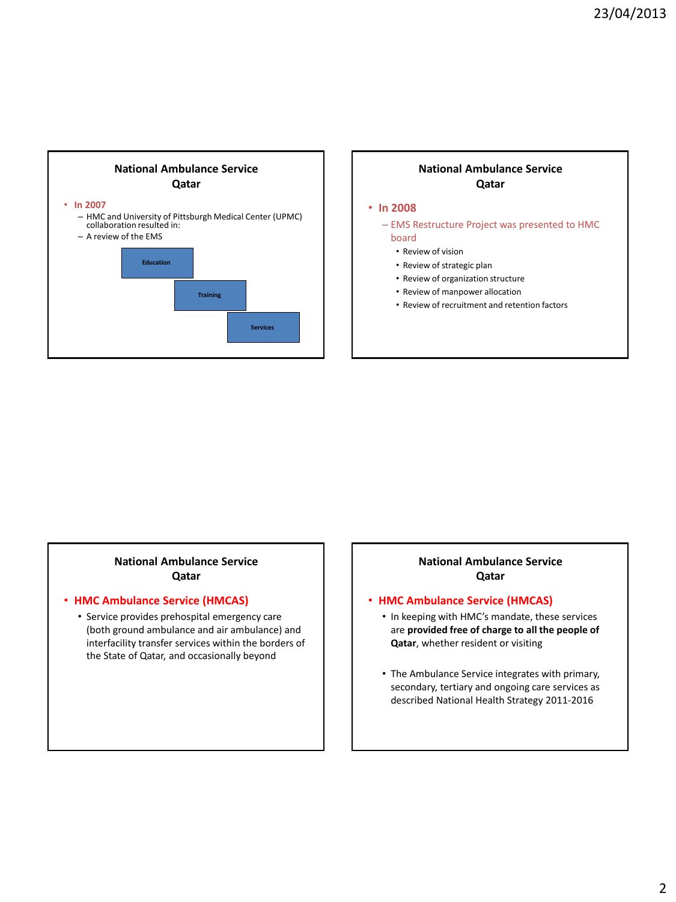## National Ambulance Service Qatar

- In 2007
  - HMC and University of Pittsburgh Medical Center (UPMC) collaboration resulted in:
  - A review of the EMS

Education

Training

Services

## National Ambulance Service Qatar

- In 2008
  - EMS Restructure Project was presented to HMC board
    - Review of vision
    - Review of strategic plan
    - Review of organization structure
    - Review of manpower allocation
    - Review of recruitment and retention factors

## National Ambulance Service Qatar

- **HMC Ambulance Service (HMCAS)**
  - Service provides prehospital emergency care (both ground ambulance and air ambulance) and interfacility transfer services within the borders of the State of Qatar, and occasionally beyond

## National Ambulance Service Qatar

- **HMC Ambulance Service (HMCAS)**
  - In keeping with HMC's mandate, these services are **provided free of charge to all the people of Qatar**, whether resident or visiting
  - The Ambulance Service integrates with primary, secondary, tertiary and ongoing care services as described National Health Strategy 2011-2016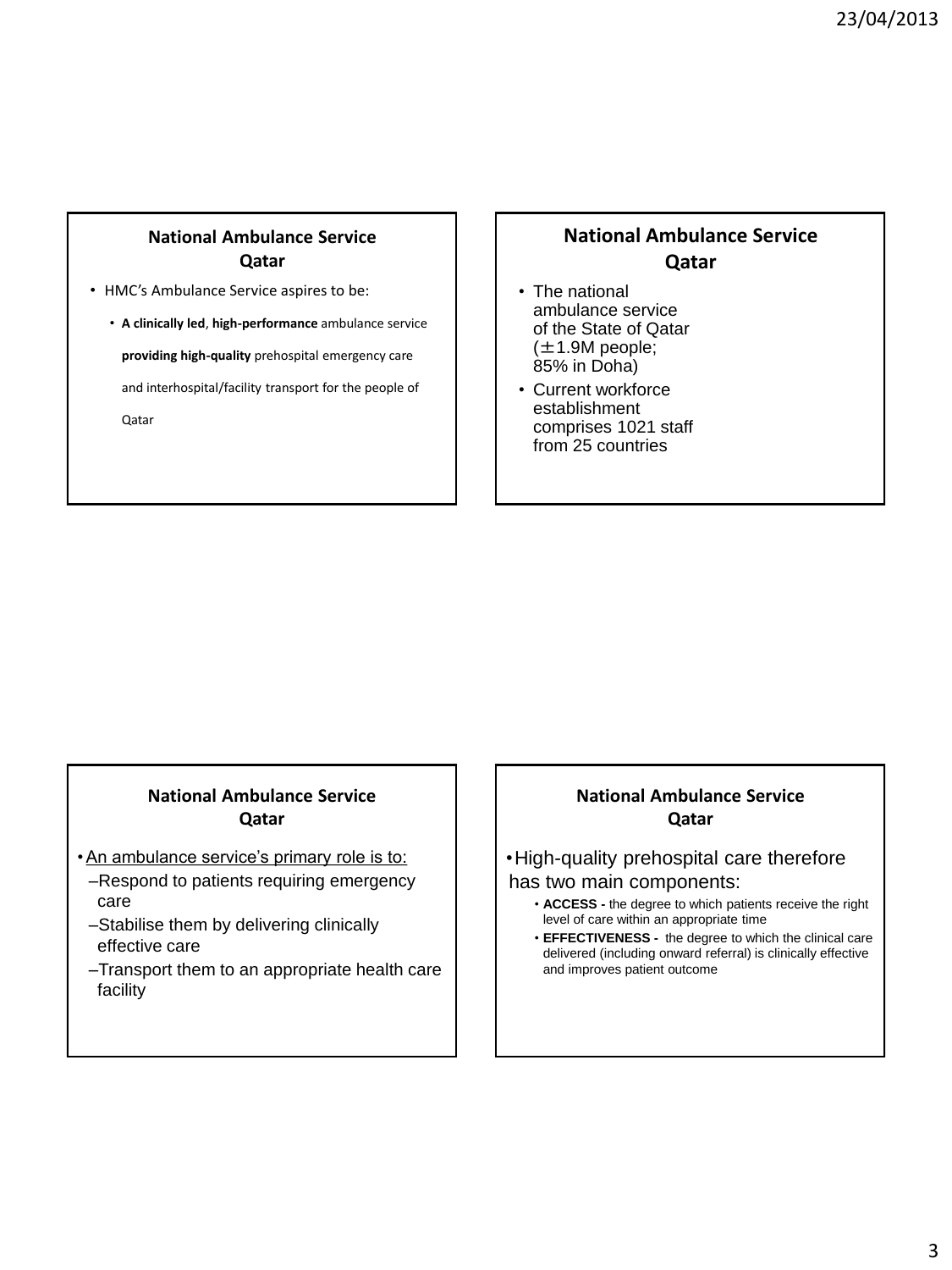## National Ambulance Service Qatar

- HMC's Ambulance Service aspires to be:
  - **A clinically led**, **high-performance** ambulance service **providing high-quality** prehospital emergency care and interhospital/facility transport for the people of Qatar

## National Ambulance Service Qatar

- The national ambulance service of the State of Qatar (±1.9M people; 85% in Doha)
- Current workforce establishment comprises 1021 staff from 25 countries

## National Ambulance Service Qatar

- An ambulance service's primary role is to:
  - –Respond to patients requiring emergency care
  - –Stabilise them by delivering clinically effective care
  - –Transport them to an appropriate health care facility

## National Ambulance Service Qatar

- High-quality prehospital care therefore has two main components:
  - **ACCESS -** the degree to which patients receive the right level of care within an appropriate time
  - **EFFECTIVENESS -** the degree to which the clinical care delivered (including onward referral) is clinically effective and improves patient outcome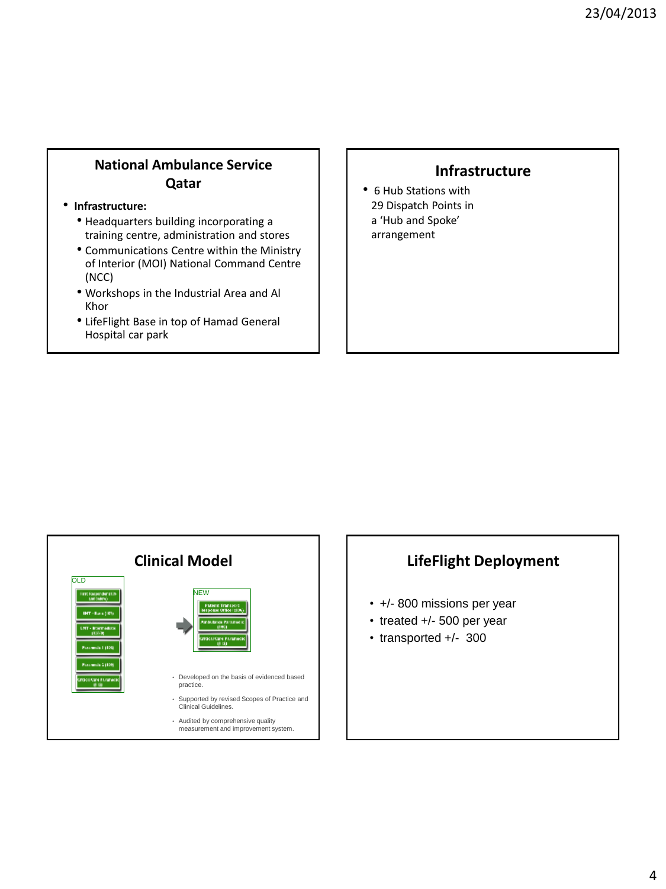## National Ambulance Service Qatar

- **Infrastructure:**
  - Headquarters building incorporating a training centre, administration and stores
  - Communications Centre within the Ministry of Interior (MOI) National Command Centre (NCC)
  - Workshops in the Industrial Area and Al Khor
  - LifeFlight Base in top of Hamad General Hospital car park

## Infrastructure

- 6 Hub Stations with 29 Dispatch Points in a 'Hub and Spoke' arrangement

## Clinical Model

OLD

NEW

- Developed on the basis of evidenced based practice.
- Supported by revised Scopes of Practice and Clinical Guidelines.
- Audited by comprehensive quality measurement and improvement system.

## LifeFlight Deployment

- +/- 800 missions per year
- treated +/- 500 per year
- transported +/- 300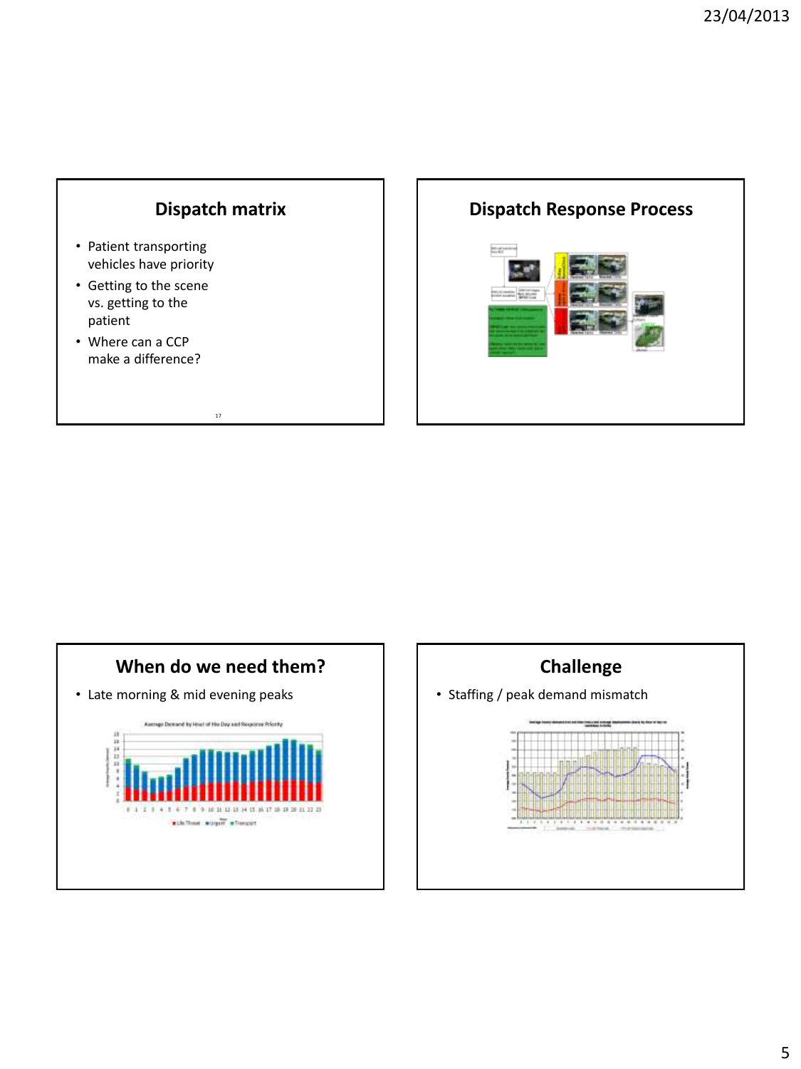## Dispatch matrix

- Patient transporting vehicles have priority
- Getting to the scene vs. getting to the patient
- Where can a CCP make a difference?

## Dispatch Response Process

## When do we need them?

- Late morning & mid evening peaks

## Challenge

- Staffing / peak demand mismatch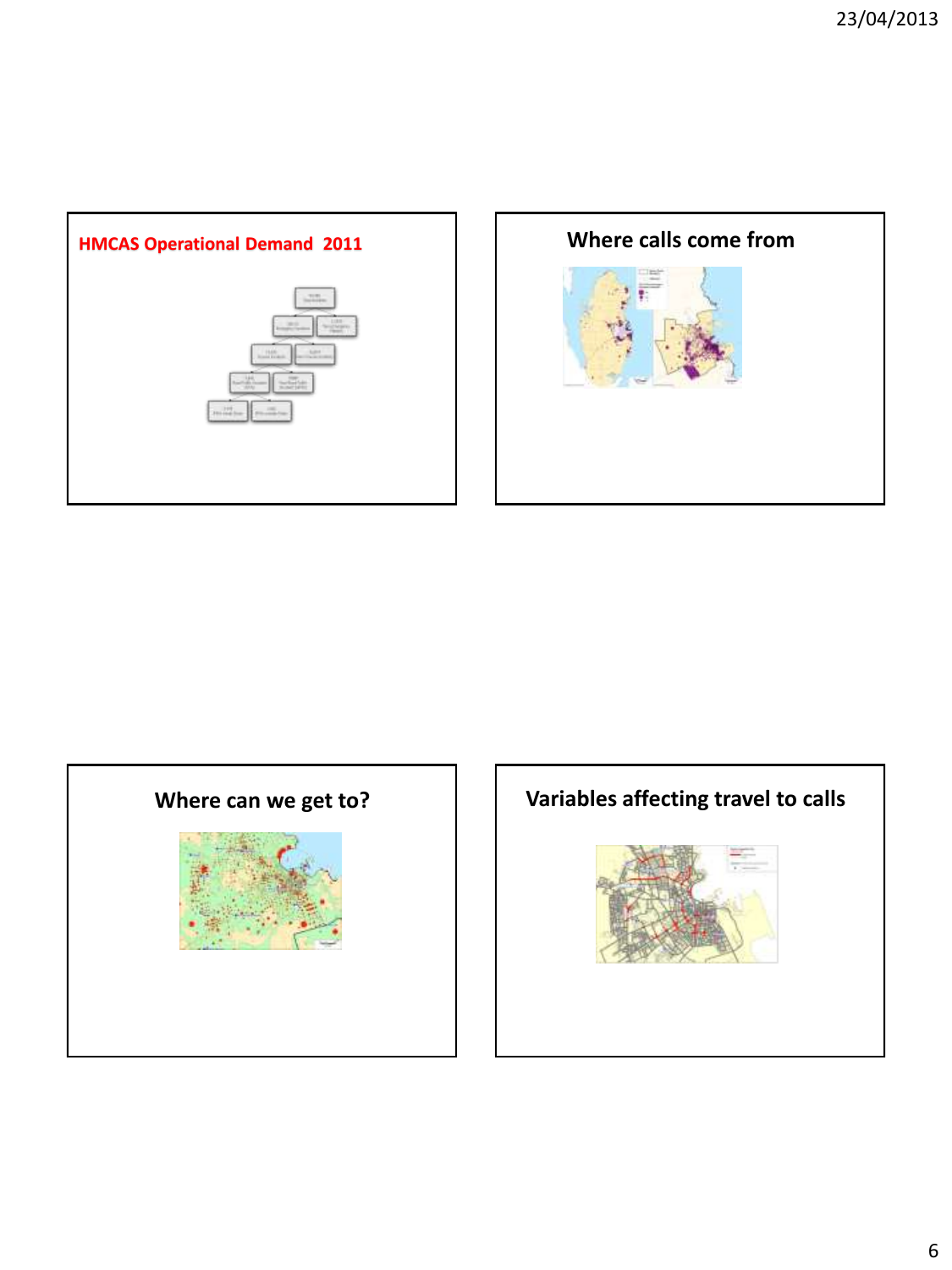## HMCAS Operational Demand 2011

## Where calls come from

## Where can we get to?

## Variables affecting travel to calls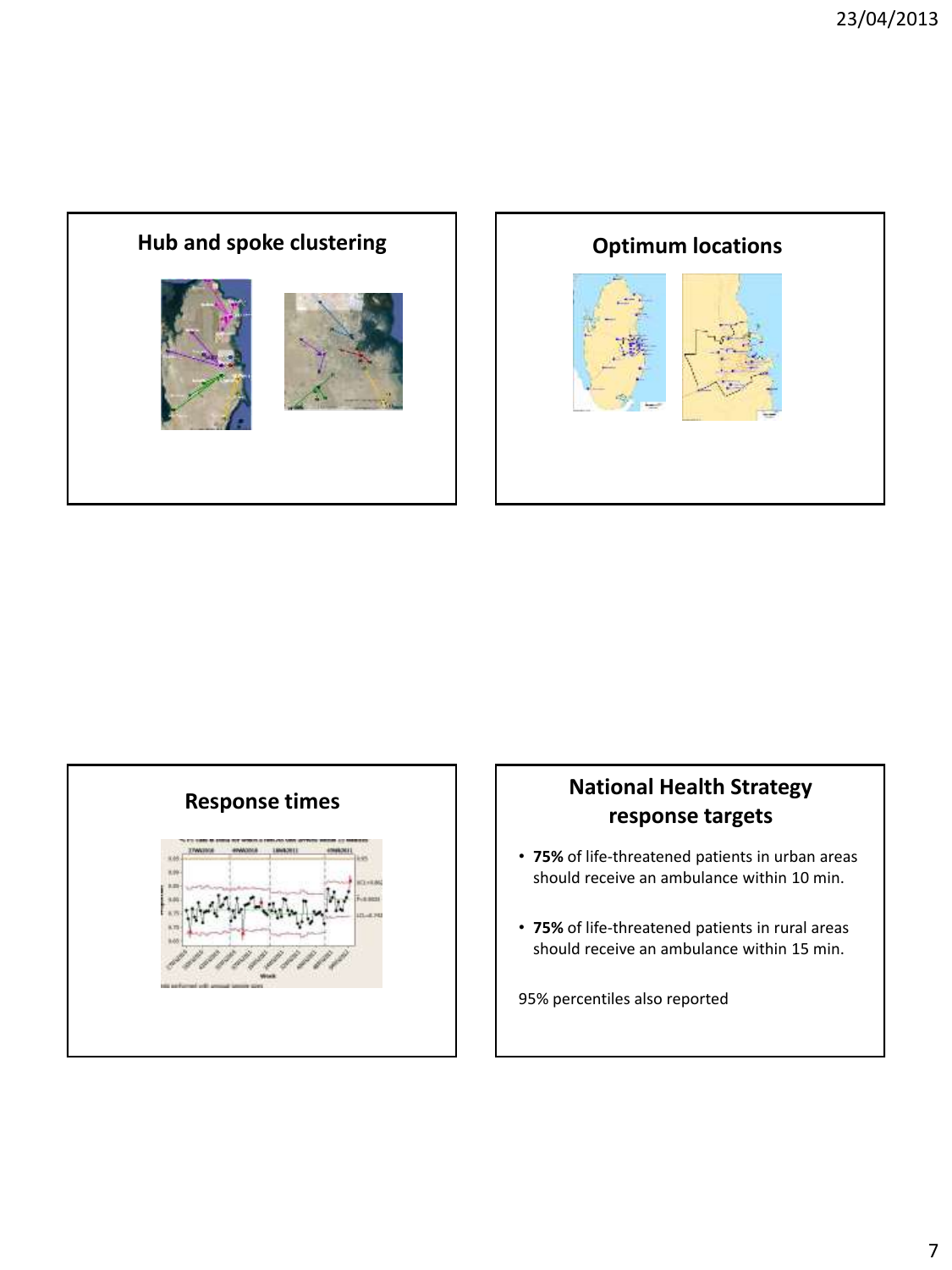## Hub and spoke clustering

## Optimum locations

## Response times

## National Health Strategy response targets

- **75%** of life-threatened patients in urban areas should receive an ambulance within 10 min.
- **75%** of life-threatened patients in rural areas should receive an ambulance within 15 min.

95% percentiles also reported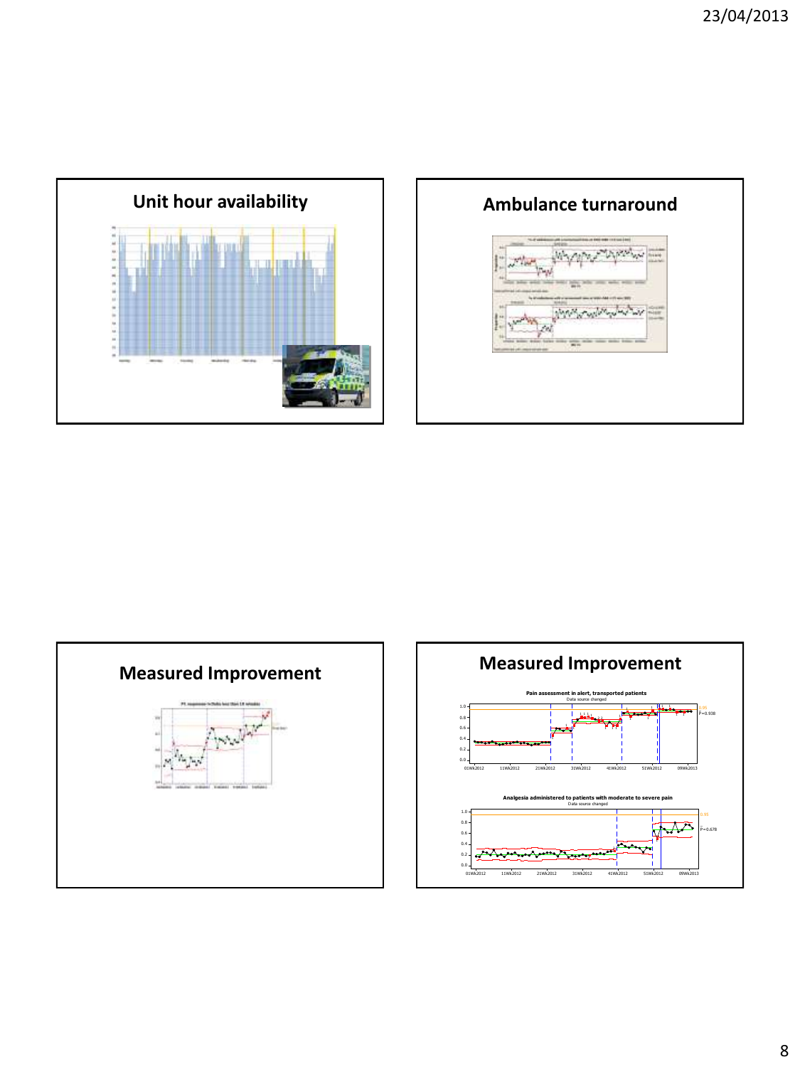## Unit hour availability

## Ambulance turnaround

## Measured Improvement

## Measured Improvement

Pain assessment in alert, transported patients
Data source changed

Analgesia administered to patients with moderate to severe pain
Data source changed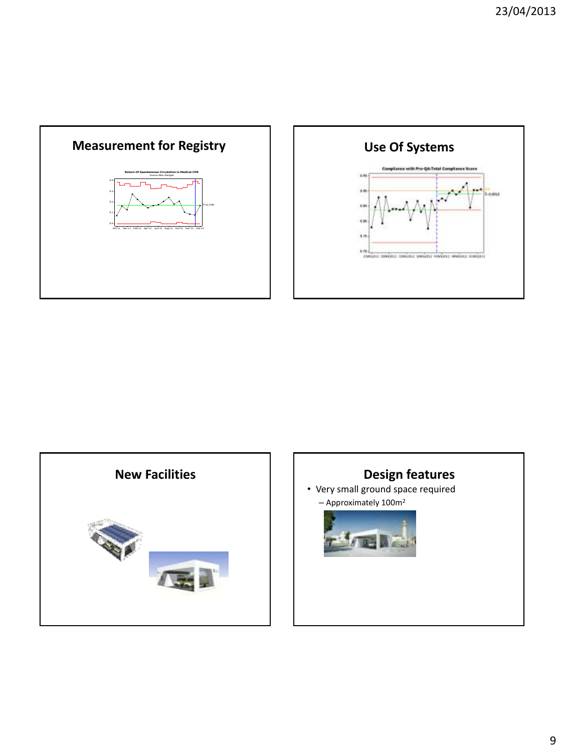## Measurement for Registry

## Use Of Systems

## New Facilities

## Design features

- Very small ground space required
  - Approximately $100m^2$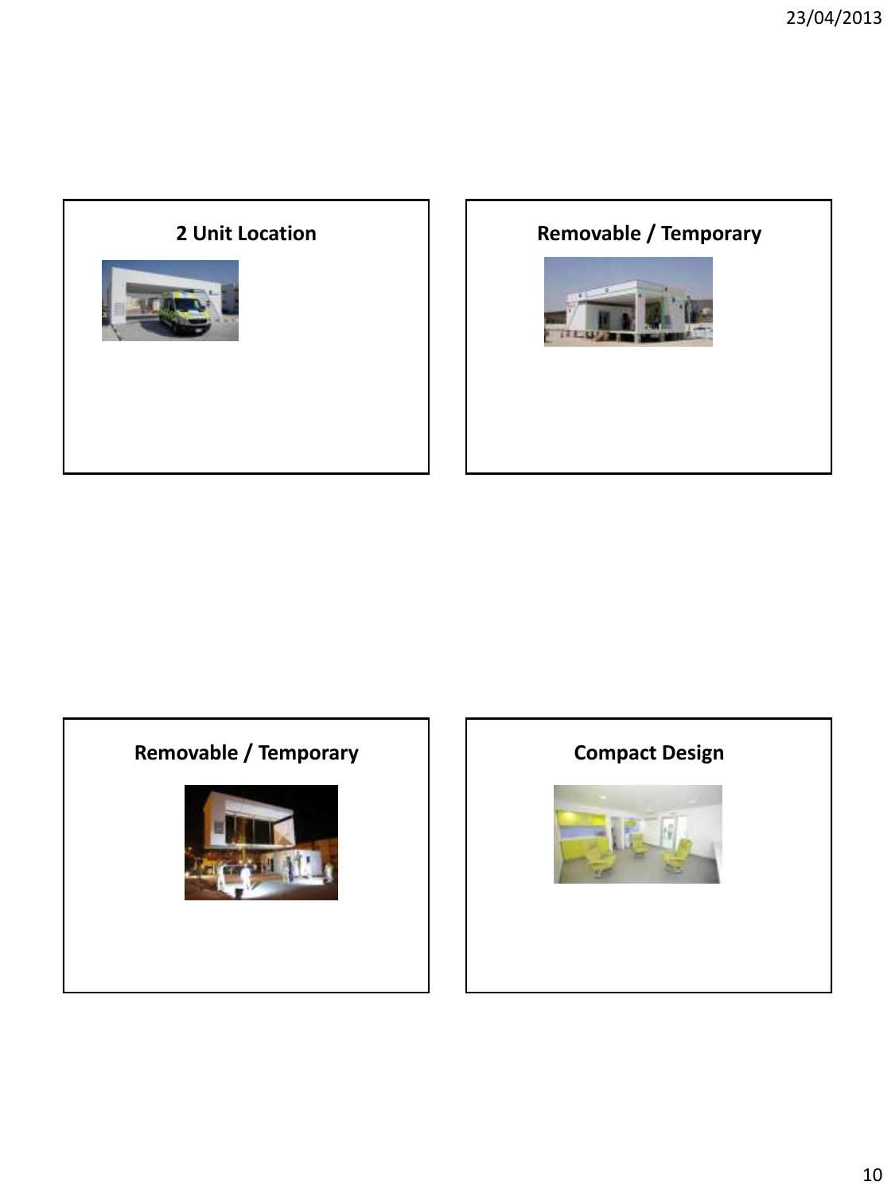## 2 Unit Location

## Removable / Temporary

## Removable / Temporary

## Compact Design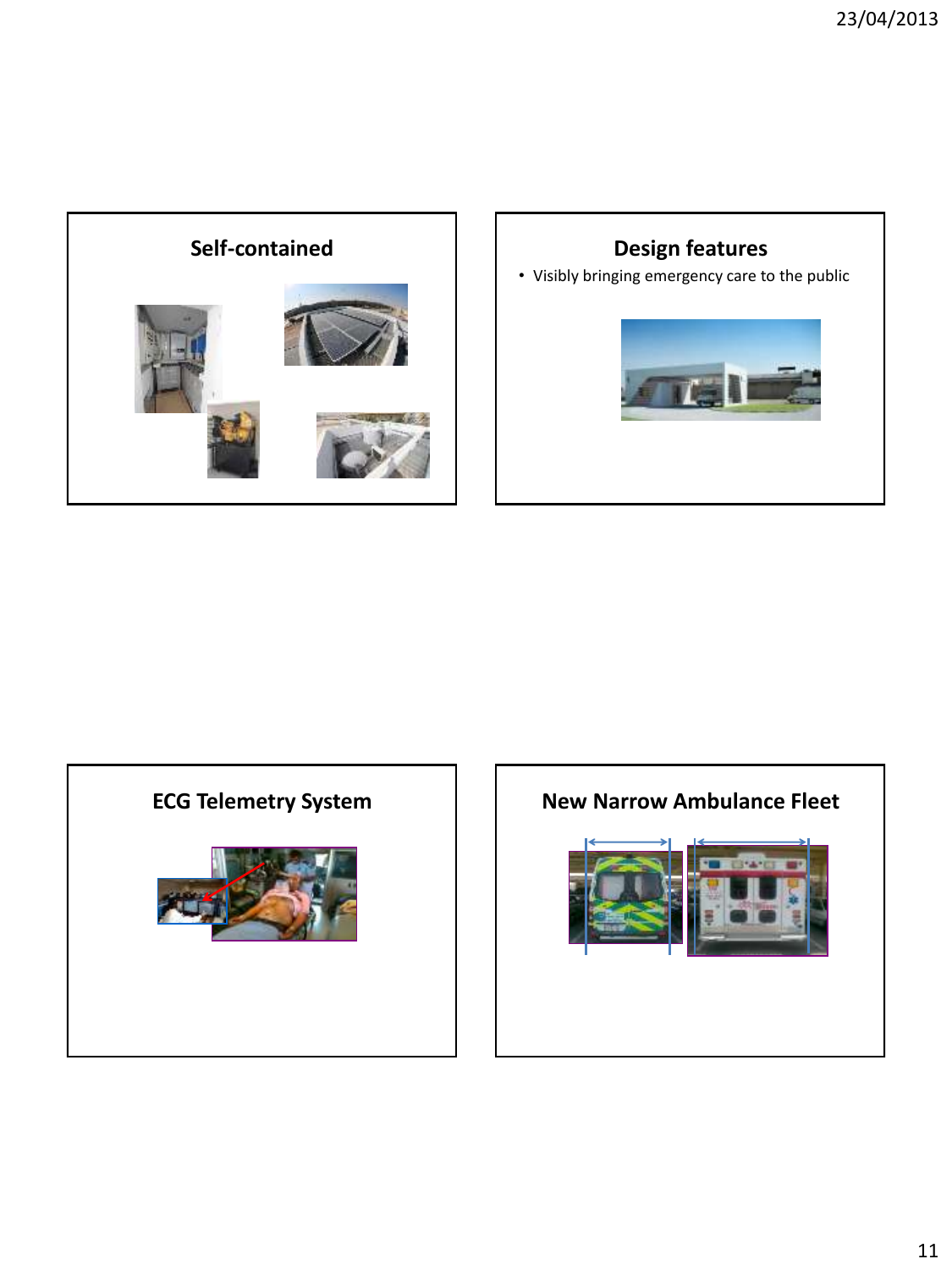## Self-contained

## Design features

- Visibly bringing emergency care to the public

## ECG Telemetry System

## New Narrow Ambulance Fleet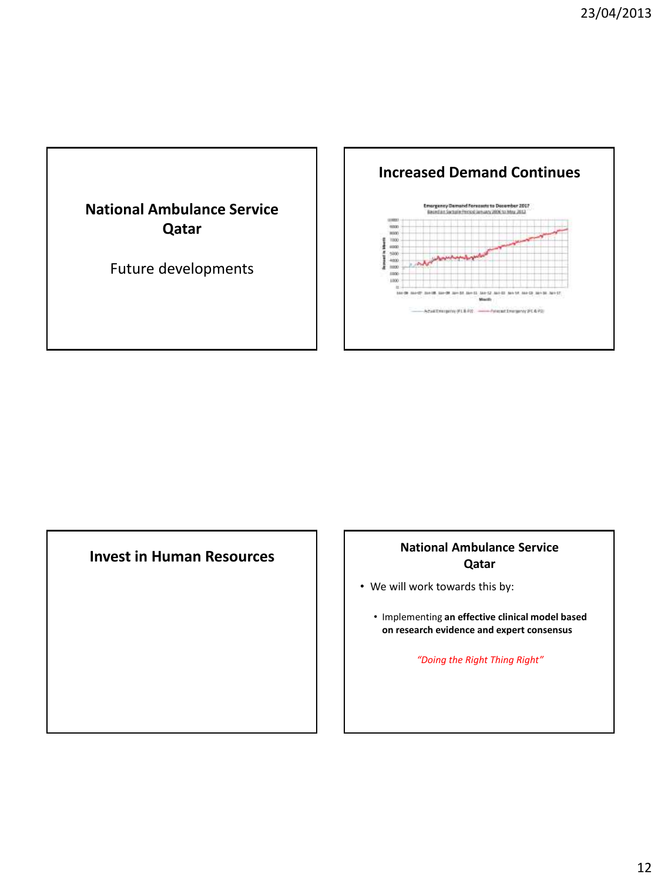## National Ambulance Service Qatar

Future developments

## Increased Demand Continues

Emergency Demand Forecasts to December 2017
Based on Sample Period January 2006 to May 2012

## Invest in Human Resources

## National Ambulance Service Qatar

- We will work towards this by:
  - Implementing **an effective clinical model based on research evidence and expert consensus**

*"Doing the Right Thing Right"*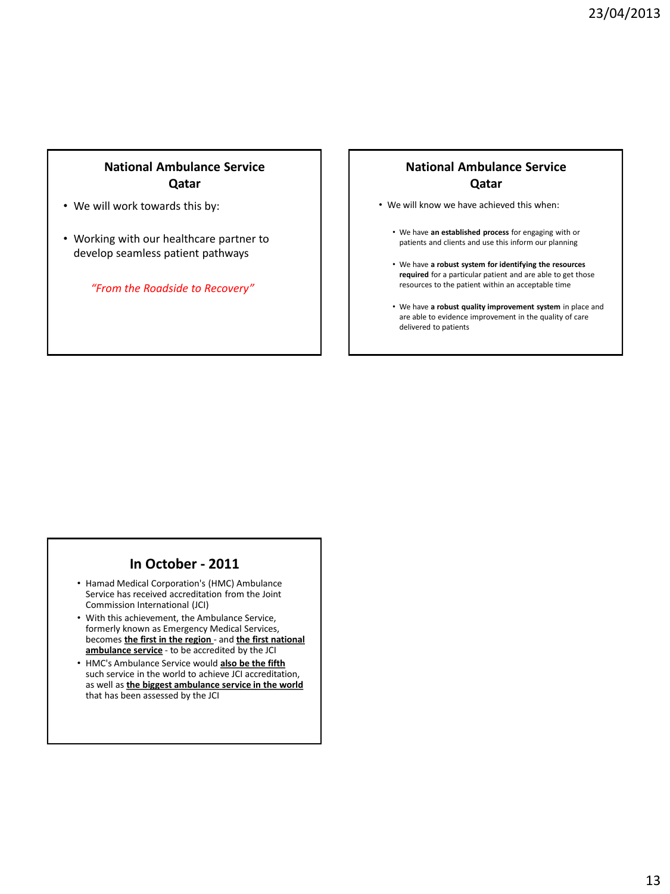## National Ambulance Service Qatar

- We will work towards this by:
- Working with our healthcare partner to develop seamless patient pathways

*"From the Roadside to Recovery"*

## National Ambulance Service Qatar

- We will know we have achieved this when:
  - We have **an established process** for engaging with or patients and clients and use this inform our planning
  - We have **a robust system for identifying the resources required** for a particular patient and are able to get those resources to the patient within an acceptable time
  - We have **a robust quality improvement system** in place and are able to evidence improvement in the quality of care delivered to patients

## In October - 2011

- Hamad Medical Corporation's (HMC) Ambulance Service has received accreditation from the Joint Commission International (JCI)
- With this achievement, the Ambulance Service, formerly known as Emergency Medical Services, becomes **the first in the region** - and **the first national ambulance service** - to be accredited by the JCI
- HMC's Ambulance Service would **also be the fifth** such service in the world to achieve JCI accreditation, as well as **the biggest ambulance service in the world** that has been assessed by the JCI